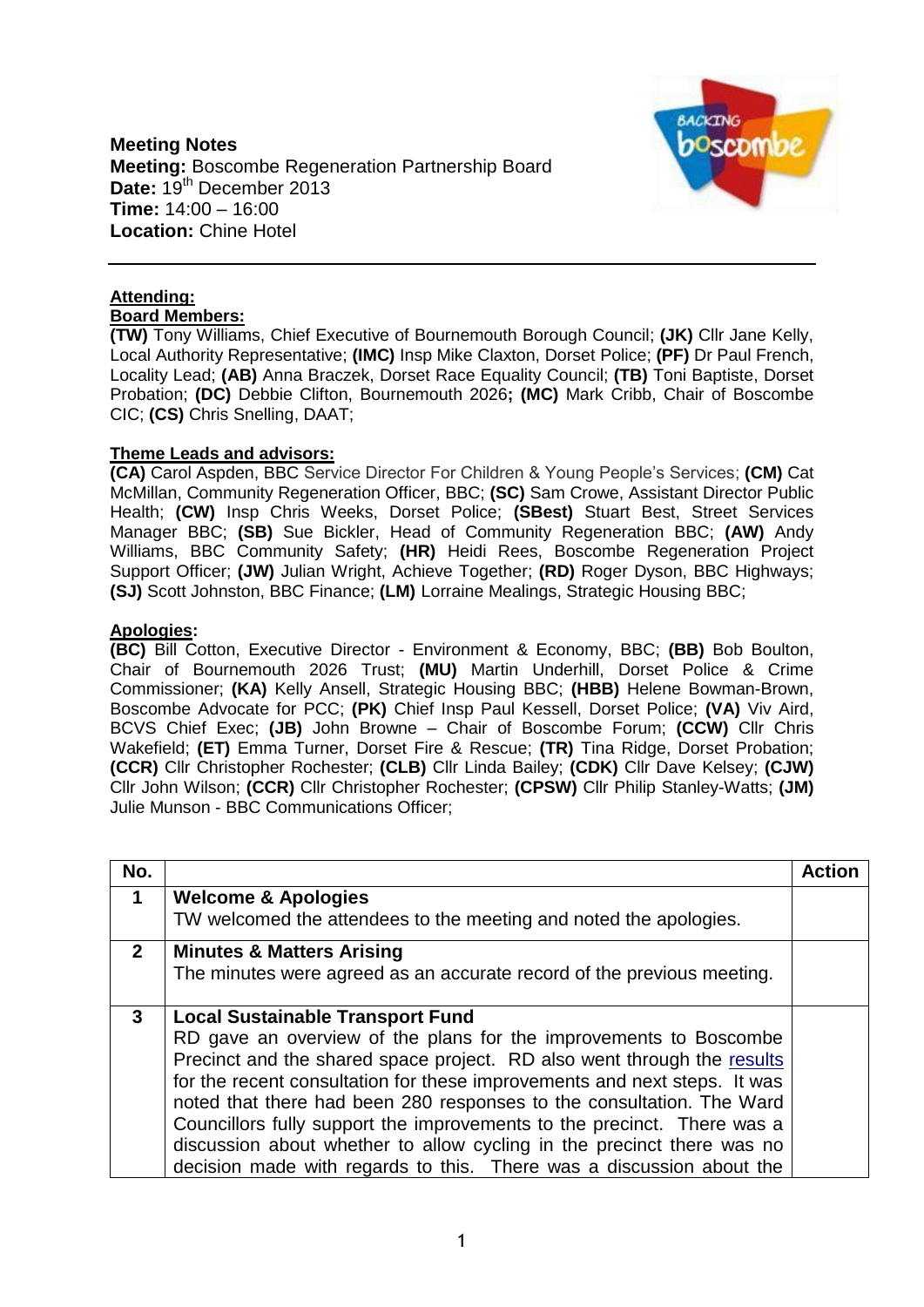**Meeting Notes**
**Meeting:** Boscombe Regeneration Partnership Board
**Date:** 19th December 2013
**Time:** 14:00 – 16:00
**Location:** Chine Hotel

---

**Attending:**

**Board Members:**

**(TW)** Tony Williams, Chief Executive of Bournemouth Borough Council; **(JK)** Cllr Jane Kelly, Local Authority Representative; **(IMC)** Insp Mike Claxton, Dorset Police; **(PF)** Dr Paul French, Locality Lead; **(AB)** Anna Braczek, Dorset Race Equality Council; **(TB)** Toni Baptiste, Dorset Probation; **(DC)** Debbie Clifton, Bournemouth 2026**;** **(MC)** Mark Cribb, Chair of Boscombe CIC; **(CS)** Chris Snelling, DAAT;

**Theme Leads and advisors:**

**(CA)** Carol Aspden, BBC Service Director For Children & Young People's Services; **(CM)** Cat McMillan, Community Regeneration Officer, BBC; **(SC)** Sam Crowe, Assistant Director Public Health; **(CW)** Insp Chris Weeks, Dorset Police; **(SBest)** Stuart Best, Street Services Manager BBC; **(SB)** Sue Bickler, Head of Community Regeneration BBC; **(AW)** Andy Williams, BBC Community Safety; **(HR)** Heidi Rees, Boscombe Regeneration Project Support Officer; **(JW)** Julian Wright, Achieve Together; **(RD)** Roger Dyson, BBC Highways; **(SJ)** Scott Johnston, BBC Finance; **(LM)** Lorraine Mealings, Strategic Housing BBC;

**Apologies:**

**(BC)** Bill Cotton, Executive Director - Environment & Economy, BBC; **(BB)** Bob Boulton, Chair of Bournemouth 2026 Trust; **(MU)** Martin Underhill, Dorset Police & Crime Commissioner; **(KA)** Kelly Ansell, Strategic Housing BBC; **(HBB)** Helene Bowman-Brown, Boscombe Advocate for PCC; **(PK)** Chief Insp Paul Kessell, Dorset Police; **(VA)** Viv Aird, BCVS Chief Exec; **(JB)** John Browne – Chair of Boscombe Forum; **(CCW)** Cllr Chris Wakefield; **(ET)** Emma Turner, Dorset Fire & Rescue; **(TR)** Tina Ridge, Dorset Probation; **(CCR)** Cllr Christopher Rochester; **(CLB)** Cllr Linda Bailey; **(CDK)** Cllr Dave Kelsey; **(CJW)** Cllr John Wilson; **(CCR)** Cllr Christopher Rochester; **(CPSW)** Cllr Philip Stanley-Watts; **(JM)** Julie Munson - BBC Communications Officer;

| No. | | Action |
|---|---|---|
| **1** | **Welcome & Apologies**<br>TW welcomed the attendees to the meeting and noted the apologies. | |
| **2** | **Minutes & Matters Arising**<br>The minutes were agreed as an accurate record of the previous meeting. | |
| **3** | **Local Sustainable Transport Fund**<br>RD gave an overview of the plans for the improvements to Boscombe Precinct and the shared space project. RD also went through the results for the recent consultation for these improvements and next steps. It was noted that there had been 280 responses to the consultation. The Ward Councillors fully support the improvements to the precinct. There was a discussion about whether to allow cycling in the precinct there was no decision made with regards to this. There was a discussion about the | |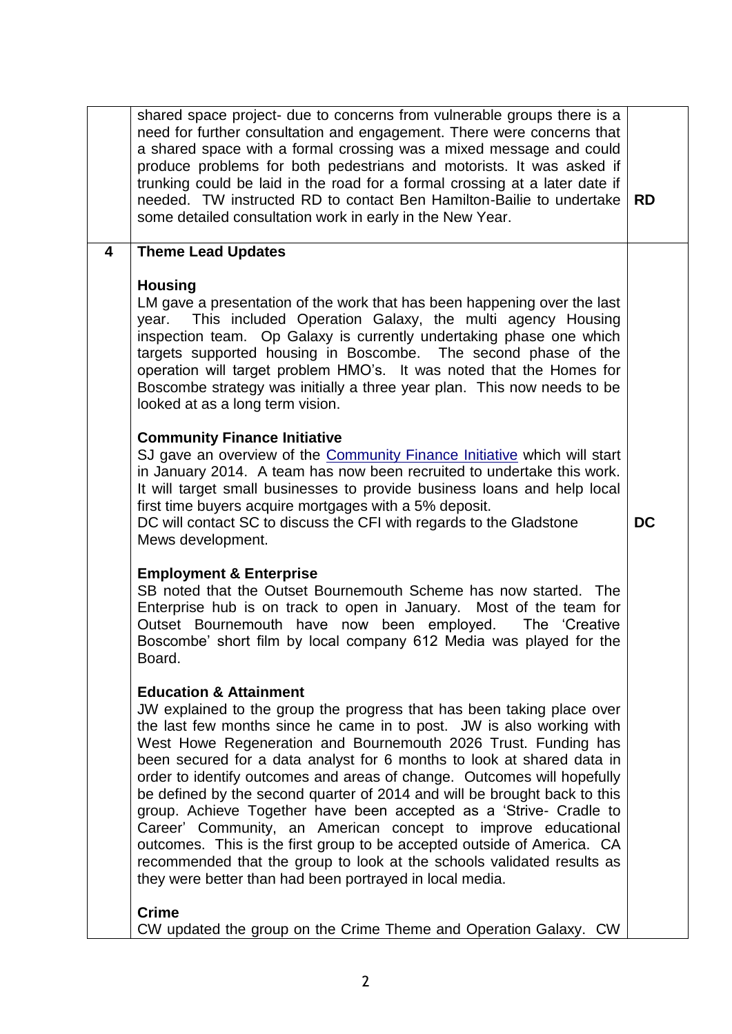| | | |
|---|---|---|
| | shared space project- due to concerns from vulnerable groups there is a need for further consultation and engagement. There were concerns that a shared space with a formal crossing was a mixed message and could produce problems for both pedestrians and motorists. It was asked if trunking could be laid in the road for a formal crossing at a later date if needed. TW instructed RD to contact Ben Hamilton-Bailie to undertake some detailed consultation work in early in the New Year. | **RD** |
| **4** | **Theme Lead Updates**<br><br>**Housing**<br>LM gave a presentation of the work that has been happening over the last year. This included Operation Galaxy, the multi agency Housing inspection team. Op Galaxy is currently undertaking phase one which targets supported housing in Boscombe. The second phase of the operation will target problem HMO's. It was noted that the Homes for Boscombe strategy was initially a three year plan. This now needs to be looked at as a long term vision.<br><br>**Community Finance Initiative**<br>SJ gave an overview of the Community Finance Initiative which will start in January 2014. A team has now been recruited to undertake this work. It will target small businesses to provide business loans and help local first time buyers acquire mortgages with a 5% deposit.<br>DC will contact SC to discuss the CFI with regards to the Gladstone Mews development.<br><br>**Employment & Enterprise**<br>SB noted that the Outset Bournemouth Scheme has now started. The Enterprise hub is on track to open in January. Most of the team for Outset Bournemouth have now been employed. The 'Creative Boscombe' short film by local company 612 Media was played for the Board.<br><br>**Education & Attainment**<br>JW explained to the group the progress that has been taking place over the last few months since he came in to post. JW is also working with West Howe Regeneration and Bournemouth 2026 Trust. Funding has been secured for a data analyst for 6 months to look at shared data in order to identify outcomes and areas of change. Outcomes will hopefully be defined by the second quarter of 2014 and will be brought back to this group. Achieve Together have been accepted as a 'Strive- Cradle to Career' Community, an American concept to improve educational outcomes. This is the first group to be accepted outside of America. CA recommended that the group to look at the schools validated results as they were better than had been portrayed in local media.<br><br>**Crime**<br>CW updated the group on the Crime Theme and Operation Galaxy. CW | <br><br><br><br><br><br><br><br><br><br><br><br><br><br>**DC** |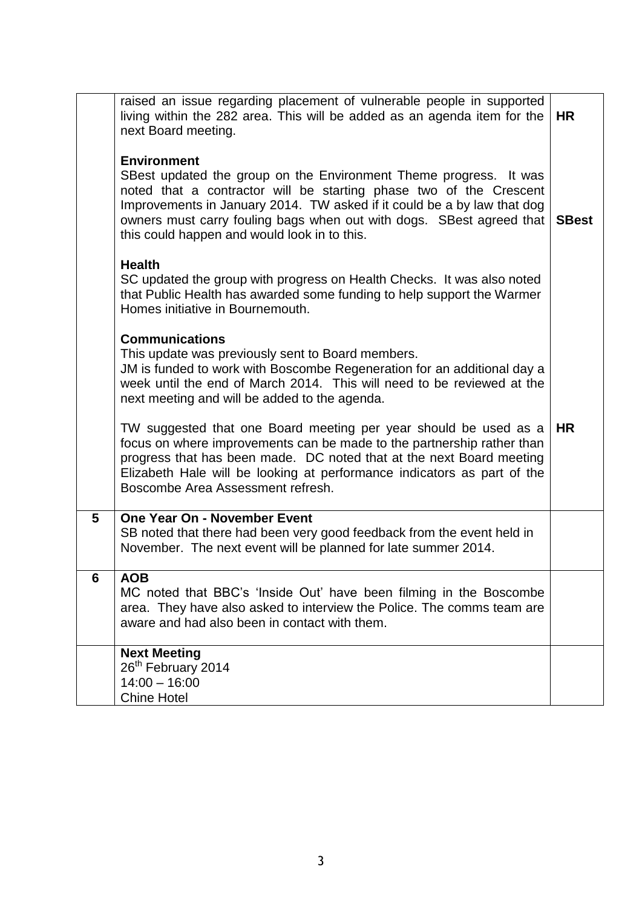| | | |
|---|---|---|
| | raised an issue regarding placement of vulnerable people in supported living within the 282 area. This will be added as an agenda item for the next Board meeting.<br><br>**Environment**<br>SBest updated the group on the Environment Theme progress. It was noted that a contractor will be starting phase two of the Crescent Improvements in January 2014. TW asked if it could be a by law that dog owners must carry fouling bags when out with dogs. SBest agreed that this could happen and would look in to this.<br><br>**Health**<br>SC updated the group with progress on Health Checks. It was also noted that Public Health has awarded some funding to help support the Warmer Homes initiative in Bournemouth.<br><br>**Communications**<br>This update was previously sent to Board members.<br>JM is funded to work with Boscombe Regeneration for an additional day a week until the end of March 2014. This will need to be reviewed at the next meeting and will be added to the agenda.<br><br>TW suggested that one Board meeting per year should be used as a focus on where improvements can be made to the partnership rather than progress that has been made. DC noted that at the next Board meeting Elizabeth Hale will be looking at performance indicators as part of the Boscombe Area Assessment refresh. | **HR**<br><br>**SBest**<br><br>**HR** |
| **5** | **One Year On - November Event**<br>SB noted that there had been very good feedback from the event held in November. The next event will be planned for late summer 2014. | |
| **6** | **AOB**<br>MC noted that BBC's 'Inside Out' have been filming in the Boscombe area. They have also asked to interview the Police. The comms team are aware and had also been in contact with them. | |
| | **Next Meeting**<br>26th February 2014<br>14:00 – 16:00<br>Chine Hotel | |